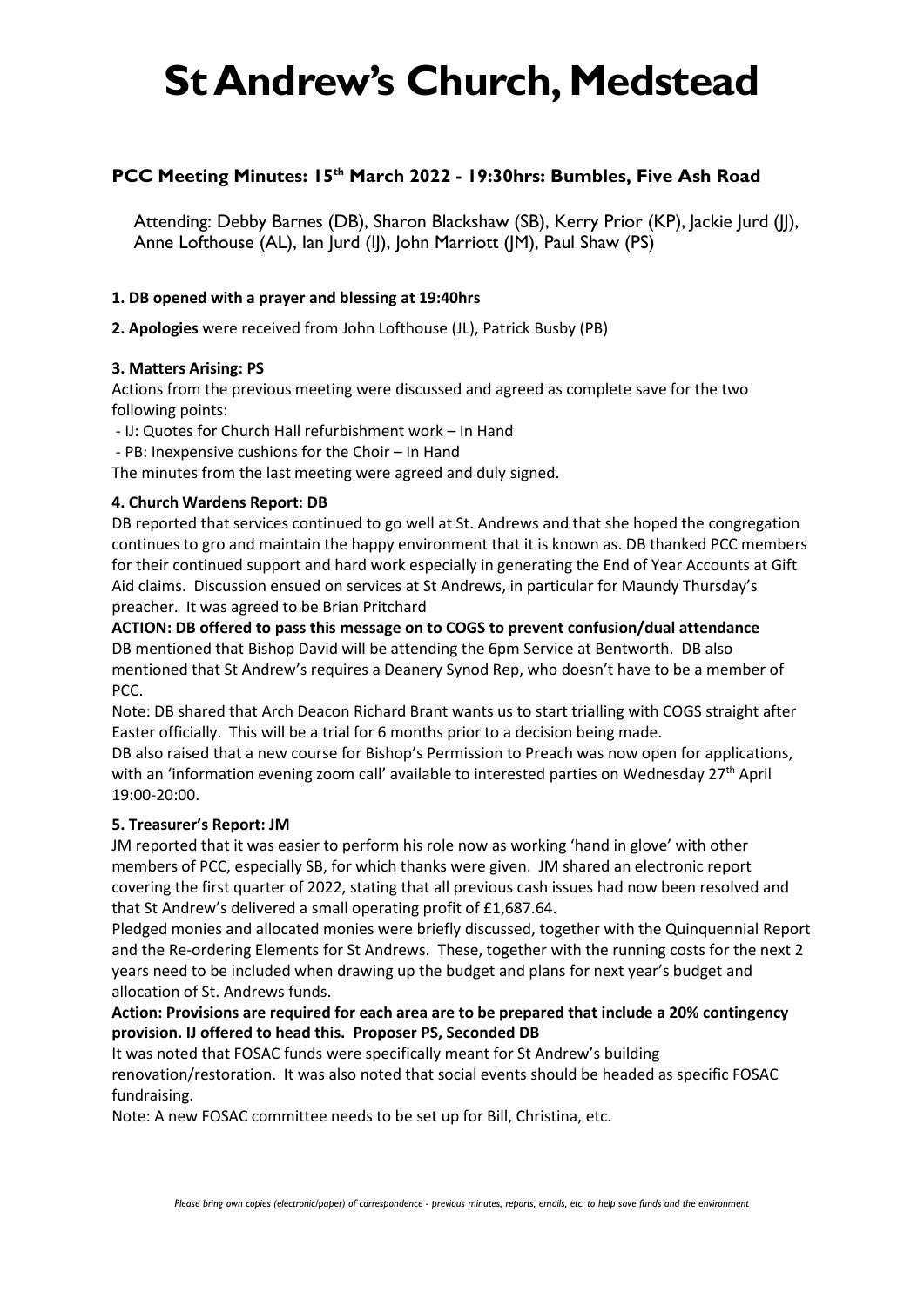# St Andrew's Church, Medstead

## PCC Meeting Minutes: 15th March 2022 - 19:30hrs: Bumbles, Five Ash Road

Attending: Debby Barnes (DB), Sharon Blackshaw (SB), Kerry Prior (KP), Jackie Jurd (JJ), Anne Lofthouse (AL), Ian Jurd (IJ), John Marriott (JM), Paul Shaw (PS)

**1. DB opened with a prayer and blessing at 19:40hrs**

**2. Apologies** were received from John Lofthouse (JL), Patrick Busby (PB)

**3. Matters Arising: PS**

Actions from the previous meeting were discussed and agreed as complete save for the two following points:

- IJ: Quotes for Church Hall refurbishment work – In Hand
- PB: Inexpensive cushions for the Choir – In Hand

The minutes from the last meeting were agreed and duly signed.

**4. Church Wardens Report: DB**

DB reported that services continued to go well at St. Andrews and that she hoped the congregation continues to gro and maintain the happy environment that it is known as. DB thanked PCC members for their continued support and hard work especially in generating the End of Year Accounts at Gift Aid claims. Discussion ensued on services at St Andrews, in particular for Maundy Thursday's preacher. It was agreed to be Brian Pritchard

**ACTION: DB offered to pass this message on to COGS to prevent confusion/dual attendance**

DB mentioned that Bishop David will be attending the 6pm Service at Bentworth. DB also mentioned that St Andrew's requires a Deanery Synod Rep, who doesn't have to be a member of PCC.

Note: DB shared that Arch Deacon Richard Brant wants us to start trialling with COGS straight after Easter officially. This will be a trial for 6 months prior to a decision being made.

DB also raised that a new course for Bishop's Permission to Preach was now open for applications, with an 'information evening zoom call' available to interested parties on Wednesday 27th April 19:00-20:00.

**5. Treasurer's Report: JM**

JM reported that it was easier to perform his role now as working 'hand in glove' with other members of PCC, especially SB, for which thanks were given. JM shared an electronic report covering the first quarter of 2022, stating that all previous cash issues had now been resolved and that St Andrew's delivered a small operating profit of £1,687.64.

Pledged monies and allocated monies were briefly discussed, together with the Quinquennial Report and the Re-ordering Elements for St Andrews. These, together with the running costs for the next 2 years need to be included when drawing up the budget and plans for next year's budget and allocation of St. Andrews funds.

**Action: Provisions are required for each area are to be prepared that include a 20% contingency provision. IJ offered to head this. Proposer PS, Seconded DB**

It was noted that FOSAC funds were specifically meant for St Andrew's building renovation/restoration. It was also noted that social events should be headed as specific FOSAC fundraising.

Note: A new FOSAC committee needs to be set up for Bill, Christina, etc.

*Please bring own copies (electronic/paper) of correspondence - previous minutes, reports, emails, etc. to help save funds and the environment*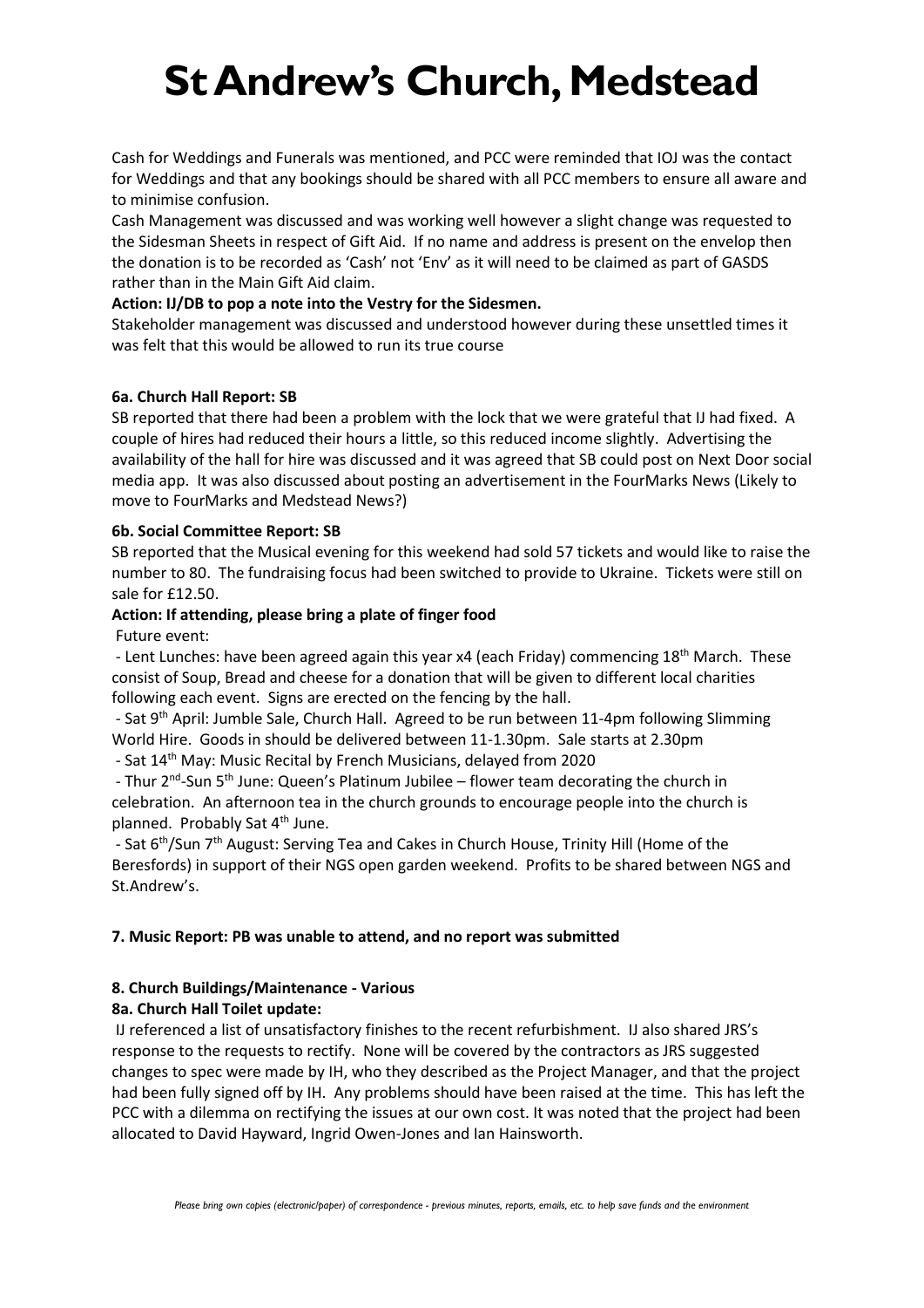// fallback
# St Andrew's Church, Medstead

Cash for Weddings and Funerals was mentioned, and PCC were reminded that IOJ was the contact for Weddings and that any bookings should be shared with all PCC members to ensure all aware and to minimise confusion.

Cash Management was discussed and was working well however a slight change was requested to the Sidesman Sheets in respect of Gift Aid. If no name and address is present on the envelop then the donation is to be recorded as 'Cash' not 'Env' as it will need to be claimed as part of GASDS rather than in the Main Gift Aid claim.

**Action: IJ/DB to pop a note into the Vestry for the Sidesmen.**

Stakeholder management was discussed and understood however during these unsettled times it was felt that this would be allowed to run its true course

**6a. Church Hall Report: SB**

SB reported that there had been a problem with the lock that we were grateful that IJ had fixed. A couple of hires had reduced their hours a little, so this reduced income slightly. Advertising the availability of the hall for hire was discussed and it was agreed that SB could post on Next Door social media app. It was also discussed about posting an advertisement in the FourMarks News (Likely to move to FourMarks and Medstead News?)

**6b. Social Committee Report: SB**

SB reported that the Musical evening for this weekend had sold 57 tickets and would like to raise the number to 80. The fundraising focus had been switched to provide to Ukraine. Tickets were still on sale for £12.50.

**Action: If attending, please bring a plate of finger food**

Future event:

- Lent Lunches: have been agreed again this year x4 (each Friday) commencing 18th March. These consist of Soup, Bread and cheese for a donation that will be given to different local charities following each event. Signs are erected on the fencing by the hall.
- Sat 9th April: Jumble Sale, Church Hall. Agreed to be run between 11-4pm following Slimming World Hire. Goods in should be delivered between 11-1.30pm. Sale starts at 2.30pm
- Sat 14th May: Music Recital by French Musicians, delayed from 2020
- Thur 2nd-Sun 5th June: Queen's Platinum Jubilee – flower team decorating the church in celebration. An afternoon tea in the church grounds to encourage people into the church is planned. Probably Sat 4th June.
- Sat 6th/Sun 7th August: Serving Tea and Cakes in Church House, Trinity Hill (Home of the Beresfords) in support of their NGS open garden weekend. Profits to be shared between NGS and St.Andrew's.

**7. Music Report: PB was unable to attend, and no report was submitted**

**8. Church Buildings/Maintenance - Various**

**8a. Church Hall Toilet update:**

IJ referenced a list of unsatisfactory finishes to the recent refurbishment. IJ also shared JRS's response to the requests to rectify. None will be covered by the contractors as JRS suggested changes to spec were made by IH, who they described as the Project Manager, and that the project had been fully signed off by IH. Any problems should have been raised at the time. This has left the PCC with a dilemma on rectifying the issues at our own cost. It was noted that the project had been allocated to David Hayward, Ingrid Owen-Jones and Ian Hainsworth.

*Please bring own copies (electronic/paper) of correspondence - previous minutes, reports, emails, etc. to help save funds and the environment*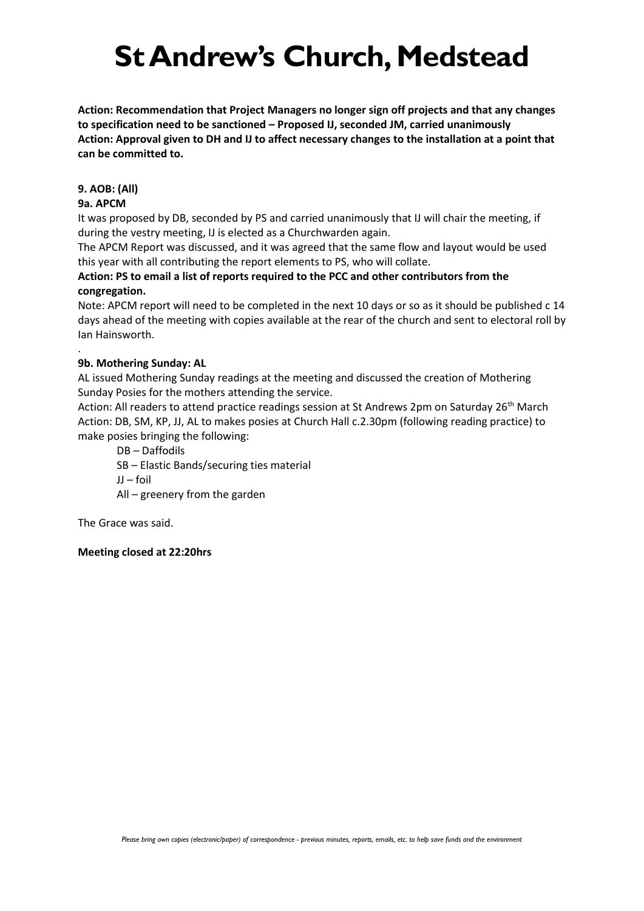# St Andrew's Church, Medstead

**Action: Recommendation that Project Managers no longer sign off projects and that any changes to specification need to be sanctioned – Proposed IJ, seconded JM, carried unanimously**
**Action: Approval given to DH and IJ to affect necessary changes to the installation at a point that can be committed to.**

**9. AOB: (All)**

**9a. APCM**

It was proposed by DB, seconded by PS and carried unanimously that IJ will chair the meeting, if during the vestry meeting, IJ is elected as a Churchwarden again.

The APCM Report was discussed, and it was agreed that the same flow and layout would be used this year with all contributing the report elements to PS, who will collate.

**Action: PS to email a list of reports required to the PCC and other contributors from the congregation.**

Note: APCM report will need to be completed in the next 10 days or so as it should be published c 14 days ahead of the meeting with copies available at the rear of the church and sent to electoral roll by Ian Hainsworth.

.

**9b. Mothering Sunday: AL**

AL issued Mothering Sunday readings at the meeting and discussed the creation of Mothering Sunday Posies for the mothers attending the service.

Action: All readers to attend practice readings session at St Andrews 2pm on Saturday 26th March

Action: DB, SM, KP, JJ, AL to makes posies at Church Hall c.2.30pm (following reading practice) to make posies bringing the following:

DB – Daffodils
SB – Elastic Bands/securing ties material
JJ – foil
All – greenery from the garden

The Grace was said.

**Meeting closed at 22:20hrs**

*Please bring own copies (electronic/paper) of correspondence - previous minutes, reports, emails, etc. to help save funds and the environment*